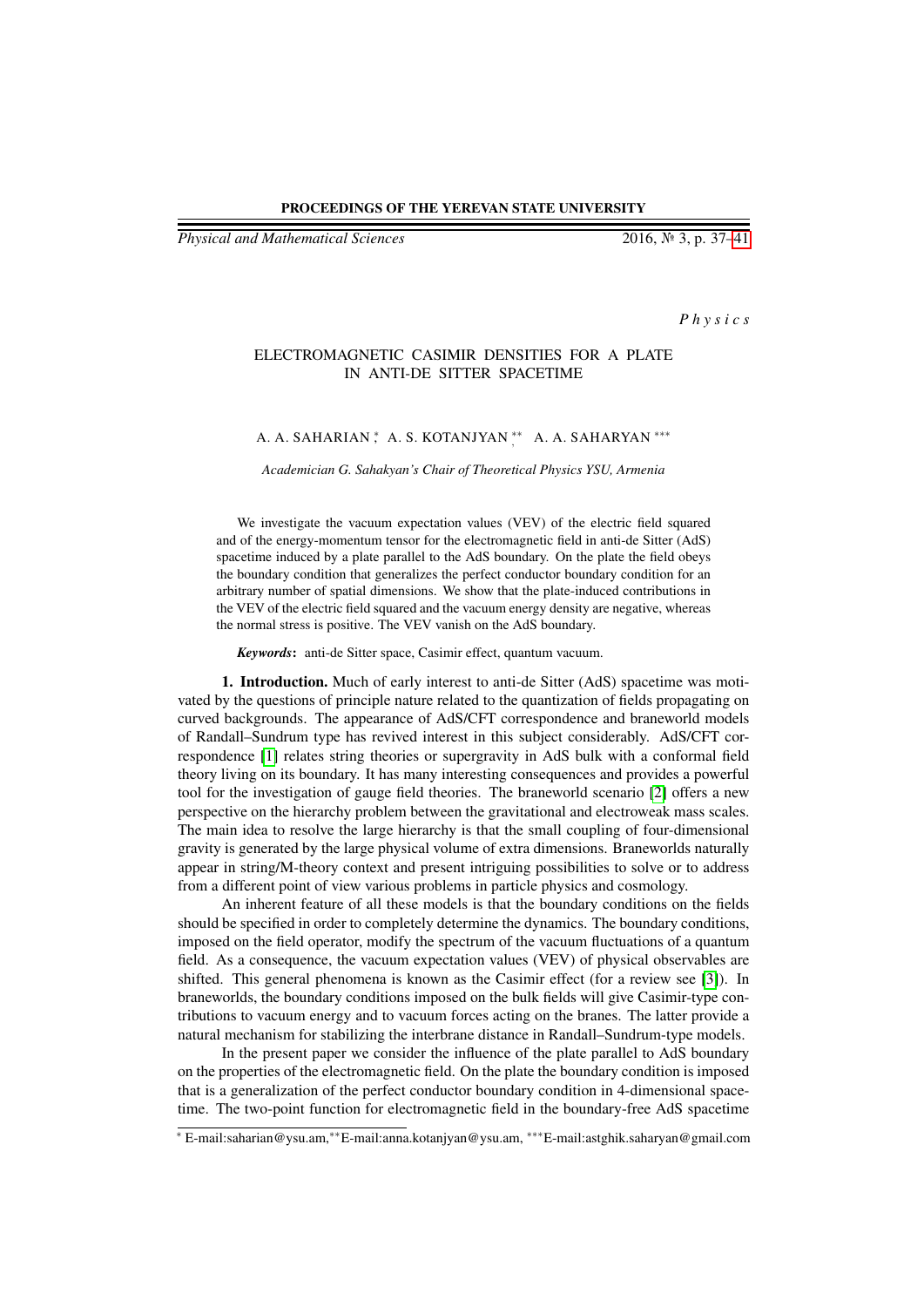PROCEEDINGS OF THE YEREVAN STATE UNIVERSITY

*Physical and Mathematical Sciences* 2016, № 3, p. 37–41

*Physics*

# ELECTROMAGNETIC CASIMIR DENSITIES FOR A PLATE IN ANTI-DE SITTER SPACETIME

A. A. SAHARIAN *, A. S. KOTANJYAN **, A. A. SAHARYAN ***

*Academician G. Sahakyan's Chair of Theoretical Physics YSU, Armenia*

We investigate the vacuum expectation values (VEV) of the electric field squared and of the energy-momentum tensor for the electromagnetic field in anti-de Sitter (AdS) spacetime induced by a plate parallel to the AdS boundary. On the plate the field obeys the boundary condition that generalizes the perfect conductor boundary condition for an arbitrary number of spatial dimensions. We show that the plate-induced contributions in the VEV of the electric field squared and the vacuum energy density are negative, whereas the normal stress is positive. The VEV vanish on the AdS boundary.

***Keywords***: anti-de Sitter space, Casimir effect, quantum vacuum.

**1. Introduction.** Much of early interest to anti-de Sitter (AdS) spacetime was motivated by the questions of principle nature related to the quantization of fields propagating on curved backgrounds. The appearance of AdS/CFT correspondence and braneworld models of Randall–Sundrum type has revived interest in this subject considerably. AdS/CFT correspondence [1] relates string theories or supergravity in AdS bulk with a conformal field theory living on its boundary. It has many interesting consequences and provides a powerful tool for the investigation of gauge field theories. The braneworld scenario [2] offers a new perspective on the hierarchy problem between the gravitational and electroweak mass scales. The main idea to resolve the large hierarchy is that the small coupling of four-dimensional gravity is generated by the large physical volume of extra dimensions. Braneworlds naturally appear in string/M-theory context and present intriguing possibilities to solve or to address from a different point of view various problems in particle physics and cosmology.

An inherent feature of all these models is that the boundary conditions on the fields should be specified in order to completely determine the dynamics. The boundary conditions, imposed on the field operator, modify the spectrum of the vacuum fluctuations of a quantum field. As a consequence, the vacuum expectation values (VEV) of physical observables are shifted. This general phenomena is known as the Casimir effect (for a review see [3]). In braneworlds, the boundary conditions imposed on the bulk fields will give Casimir-type contributions to vacuum energy and to vacuum forces acting on the branes. The latter provide a natural mechanism for stabilizing the interbrane distance in Randall–Sundrum-type models.

In the present paper we consider the influence of the plate parallel to AdS boundary on the properties of the electromagnetic field. On the plate the boundary condition is imposed that is a generalization of the perfect conductor boundary condition in 4-dimensional spacetime. The two-point function for electromagnetic field in the boundary-free AdS spacetime

* E-mail:saharian@ysu.am, ** E-mail:anna.kotanjyan@ysu.am, *** E-mail:astghik.saharyan@gmail.com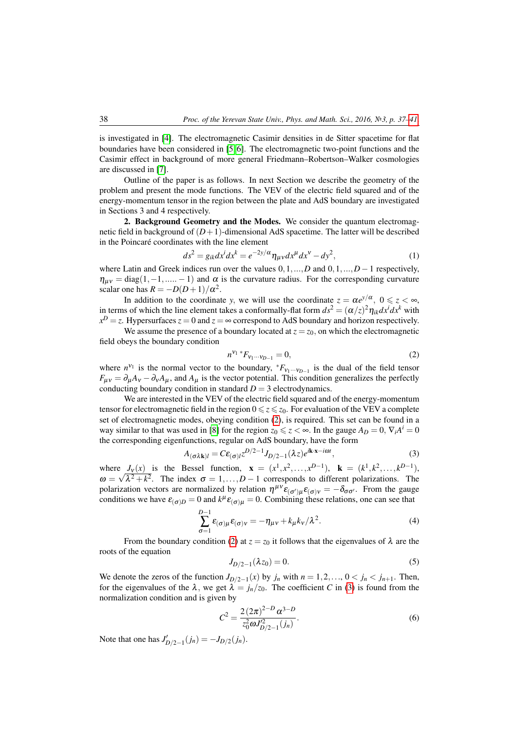is investigated in [4]. The electromagnetic Casimir densities in de Sitter spacetime for flat boundaries have been considered in [5, 6]. The electromagnetic two-point functions and the Casimir effect in background of more general Friedmann–Robertson–Walker cosmologies are discussed in [7].

Outline of the paper is as follows. In next Section we describe the geometry of the problem and present the mode functions. The VEV of the electric field squared and of the energy-momentum tensor in the region between the plate and AdS boundary are investigated in Sections 3 and 4 respectively.

**2. Background Geometry and the Modes.** We consider the quantum electromagnetic field in background of $(D+1)$-dimensional AdS spacetime. The latter will be described in the Poincaré coordinates with the line element

$$ds^2 = g_{ik}dx^i dx^k = e^{-2y/\alpha}\eta_{\mu\nu}dx^\mu dx^\nu - dy^2, \tag{1}$$

where Latin and Greek indices run over the values $0,1,...,D$ and $0,1,...,D-1$ respectively, $\eta_{\mu\nu} = \mathrm{diag}(1,-1,.....-1)$ and $\alpha$ is the curvature radius. For the corresponding curvature scalar one has $R = -D(D+1)/\alpha^2$.

In addition to the coordinate $y$, we will use the coordinate $z = \alpha e^{y/\alpha}$, $0 \leqslant z < \infty$, in terms of which the line element takes a conformally-flat form $ds^2 = (\alpha/z)^2\eta_{ik}dx^i dx^k$ with $x^D = z$. Hypersurfaces $z = 0$ and $z = \infty$ correspond to AdS boundary and horizon respectively.

We assume the presence of a boundary located at $z = z_0$, on which the electromagnetic field obeys the boundary condition

$$n^{\nu_1}\, {}^*F_{\nu_1\cdots\nu_{D-1}} = 0, \tag{2}$$

where $n^{\nu_1}$ is the normal vector to the boundary, ${}^*F_{\nu_1\cdots\nu_{D-1}}$ is the dual of the field tensor $F_{\mu\nu} = \partial_\mu A_\nu - \partial_\nu A_\mu$, and $A_\mu$ is the vector potential. This condition generalizes the perfectly conducting boundary condition in standard $D = 3$ electrodynamics.

We are interested in the VEV of the electric field squared and of the energy-momentum tensor for electromagnetic field in the region $0 \leqslant z \leqslant z_0$. For evaluation of the VEV a complete set of electromagnetic modes, obeying condition (2), is required. This set can be found in a way similar to that was used in [8] for the region $z_0 \leqslant z < \infty$. In the gauge $A_D = 0$, $\nabla_i A^i = 0$ the corresponding eigenfunctions, regular on AdS boundary, have the form

$$A_{(\sigma\lambda\mathbf{k})l} = C\varepsilon_{(\sigma)l}z^{D/2-1}J_{D/2-1}(\lambda z)e^{i\mathbf{k}\cdot\mathbf{x}-i\omega t}, \tag{3}$$

where $J_\nu(x)$ is the Bessel function, $\mathbf{x} = (x^1, x^2, \ldots, x^{D-1})$, $\mathbf{k} = (k^1, k^2, \ldots, k^{D-1})$, $\omega = \sqrt{\lambda^2 + k^2}$. The index $\sigma = 1, \ldots, D-1$ corresponds to different polarizations. The polarization vectors are normalized by relation $\eta^{\mu\nu}\varepsilon_{(\sigma')\mu}\varepsilon_{(\sigma)\nu} = -\delta_{\sigma\sigma'}$. From the gauge conditions we have $\varepsilon_{(\sigma)D} = 0$ and $k^\mu\varepsilon_{(\sigma)\mu} = 0$. Combining these relations, one can see that

$$\sum_{\sigma=1}^{D-1}\varepsilon_{(\sigma)\mu}\varepsilon_{(\sigma)\nu} = -\eta_{\mu\nu} + k_\mu k_\nu/\lambda^2. \tag{4}$$

From the boundary condition (2) at $z = z_0$ it follows that the eigenvalues of $\lambda$ are the roots of the equation

$$J_{D/2-1}(\lambda z_0) = 0. \tag{5}$$

We denote the zeros of the function $J_{D/2-1}(x)$ by $j_n$ with $n = 1, 2, \ldots$, $0 < j_n < j_{n+1}$. Then, for the eigenvalues of the $\lambda$, we get $\lambda = j_n/z_0$. The coefficient $C$ in (3) is found from the normalization condition and is given by

$$C^2 = \frac{2(2\pi)^{2-D}\alpha^{3-D}}{z_0^2\omega J_{D/2-1}'^2(j_n)}. \tag{6}$$

Note that one has $J_{D/2-1}'(j_n) = -J_{D/2}(j_n)$.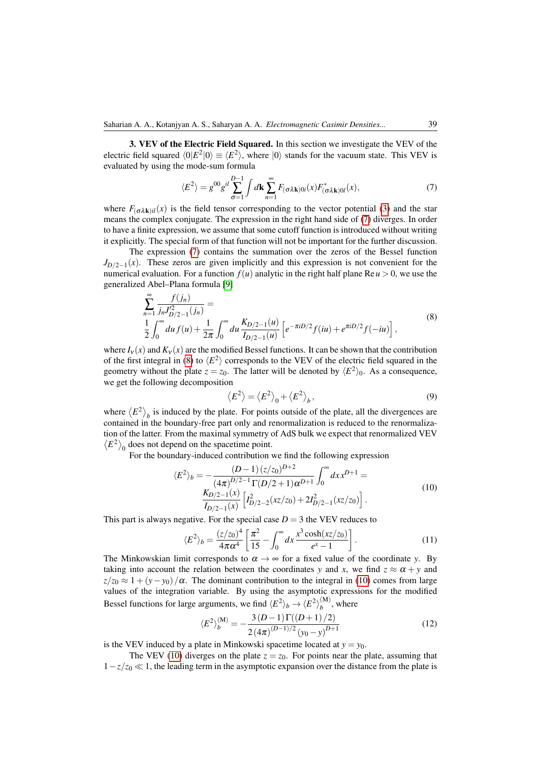**3. VEV of the Electric Field Squared.** In this section we investigate the VEV of the electric field squared $\langle 0|E^2|0\rangle \equiv \langle E^2\rangle$, where $|0\rangle$ stands for the vacuum state. This VEV is evaluated by using the mode-sum formula

$$\langle E^2\rangle = g^{00}g^{il}\sum_{\sigma=1}^{D-1}\int d\mathbf{k}\sum_{n=1}^{\infty}F_{(\sigma\lambda\mathbf{k})0i}(x)F^{*}_{(\sigma\lambda\mathbf{k})0l}(x), \tag{7}$$

where $F_{(\sigma\lambda\mathbf{k})il}(x)$ is the field tensor corresponding to the vector potential (3) and the star means the complex conjugate. The expression in the right hand side of (7) diverges. In order to have a finite expression, we assume that some cutoff function is introduced without writing it explicitly. The special form of that function will not be important for the further discussion.

The expression (7) contains the summation over the zeros of the Bessel function $J_{D/2-1}(x)$. These zeros are given implicitly and this expression is not convenient for the numerical evaluation. For a function $f(u)$ analytic in the right half plane $\mathrm{Re}\,u>0$, we use the generalized Abel–Plana formula [9]

$$\begin{gathered}\sum_{n=1}^{\infty}\frac{f(j_n)}{j_n J'^2_{D/2-1}(j_n)} = \\ \frac{1}{2}\int_0^{\infty}du\,f(u)+\frac{1}{2\pi}\int_0^{\infty}du\,\frac{K_{D/2-1}(u)}{I_{D/2-1}(u)}\left[e^{-\pi iD/2}f(iu)+e^{\pi iD/2}f(-iu)\right],\end{gathered} \tag{8}$$

where $I_\nu(x)$ and $K_\nu(x)$ are the modified Bessel functions. It can be shown that the contribution of the first integral in (8) to $\langle E^2\rangle$ corresponds to the VEV of the electric field squared in the geometry without the plate $z=z_0$. The latter will be denoted by $\langle E^2\rangle_0$. As a consequence, we get the following decomposition

$$\left\langle E^2\right\rangle = \left\langle E^2\right\rangle_0 + \left\langle E^2\right\rangle_b, \tag{9}$$

where $\left\langle E^2\right\rangle_b$ is induced by the plate. For points outside of the plate, all the divergences are contained in the boundary-free part only and renormalization is reduced to the renormalization of the latter. From the maximal symmetry of AdS bulk we expect that renormalized VEV $\left\langle E^2\right\rangle_0$ does not depend on the spacetime point.

For the boundary-induced contribution we find the following expression

$$\begin{gathered}\langle E^2\rangle_b = -\frac{(D-1)\,(z/z_0)^{D+2}}{(4\pi)^{D/2-1}\Gamma(D/2+1)\alpha^{D+1}}\int_0^{\infty}dx\,x^{D+1} = \\ \frac{K_{D/2-1}(x)}{I_{D/2-1}(x)}\left[I^2_{D/2-2}(xz/z_0)+2I^2_{D/2-1}(xz/z_0)\right].\end{gathered} \tag{10}$$

This part is always negative. For the special case $D=3$ the VEV reduces to

$$\langle E^2\rangle_b = \frac{(z/z_0)^4}{4\pi\alpha^4}\left[\frac{\pi^2}{15}-\int_0^{\infty}dx\,\frac{x^3\cosh(xz/z_0)}{e^x-1}\right]. \tag{11}$$

The Minkowskian limit corresponds to $\alpha\to\infty$ for a fixed value of the coordinate $y$. By taking into account the relation between the coordinates $y$ and $x$, we find $z\approx\alpha+y$ and $z/z_0\approx 1+(y-y_0)/\alpha$. The dominant contribution to the integral in (10) comes from large values of the integration variable. By using the asymptotic expressions for the modified Bessel functions for large arguments, we find $\langle E^2\rangle_b \to \langle E^2\rangle_b^{(\mathrm{M})}$, where

$$\langle E^2\rangle_b^{(\mathrm{M})} = -\frac{3\,(D-1)\,\Gamma((D+1)/2)}{2\,(4\pi)^{(D-1)/2}\,(y_0-y)^{D+1}} \tag{12}$$

is the VEV induced by a plate in Minkowski spacetime located at $y=y_0$.

The VEV (10) diverges on the plate $z=z_0$. For points near the plate, assuming that $1-z/z_0\ll 1$, the leading term in the asymptotic expansion over the distance from the plate is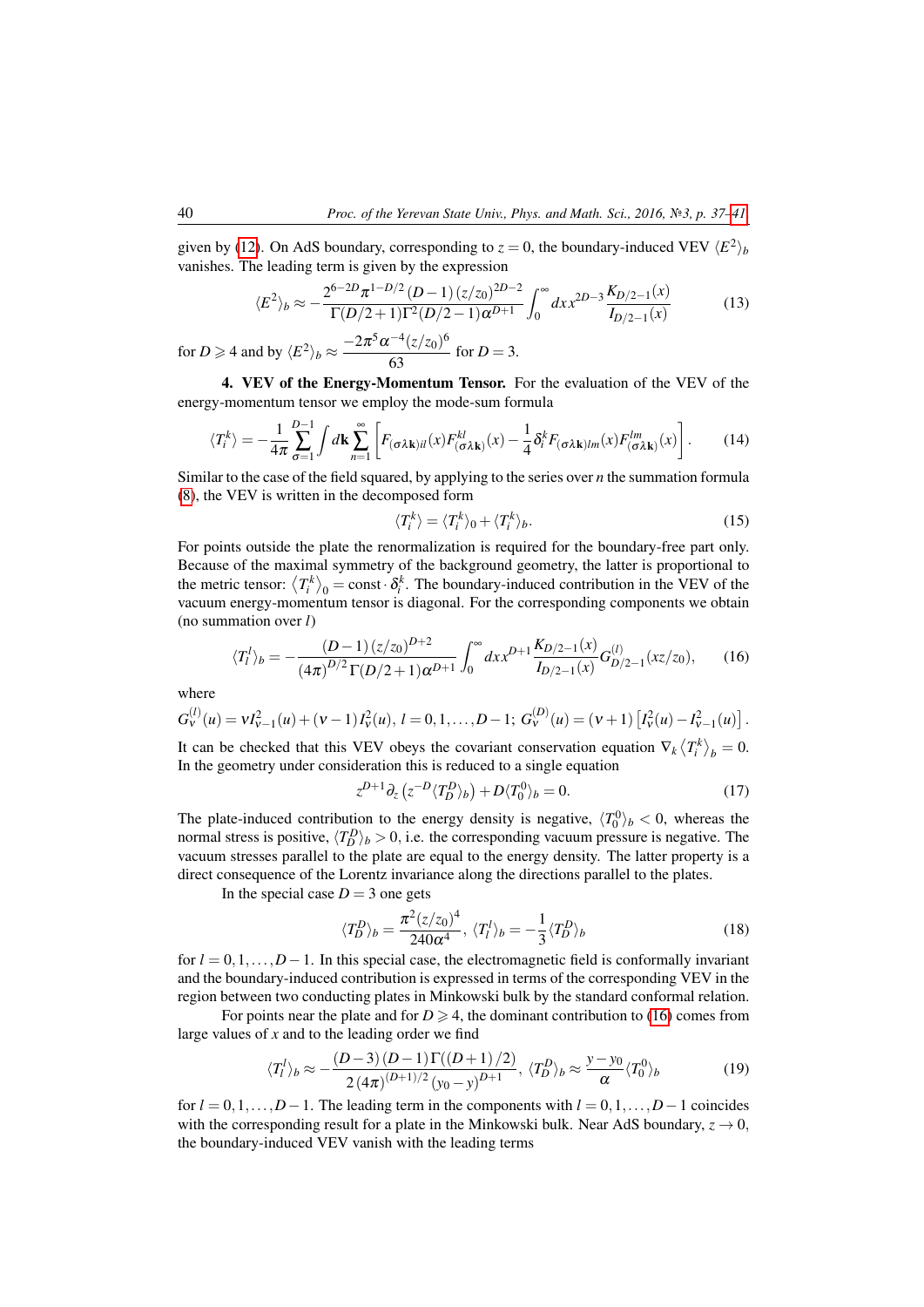given by (12). On AdS boundary, corresponding to $z=0$, the boundary-induced VEV $\langle E^2\rangle_b$ vanishes. The leading term is given by the expression

$$\langle E^2\rangle_b \approx -\frac{2^{6-2D}\pi^{1-D/2}(D-1)(z/z_0)^{2D-2}}{\Gamma(D/2+1)\Gamma^2(D/2-1)\alpha^{D+1}}\int_0^\infty dx\, x^{2D-3}\frac{K_{D/2-1}(x)}{I_{D/2-1}(x)} \tag{13}$$

for $D\geqslant 4$ and by $\langle E^2\rangle_b \approx \dfrac{-2\pi^5\alpha^{-4}(z/z_0)^6}{63}$ for $D=3$.

**4. VEV of the Energy-Momentum Tensor.** For the evaluation of the VEV of the energy-momentum tensor we employ the mode-sum formula

$$\langle T_i^k\rangle = -\frac{1}{4\pi}\sum_{\sigma=1}^{D-1}\int d\mathbf{k}\sum_{n=1}^\infty\left[F_{(\sigma\lambda\mathbf{k})il}(x)F^{kl}_{(\sigma\lambda\mathbf{k})}(x)-\frac{1}{4}\delta_i^k F_{(\sigma\lambda\mathbf{k})lm}(x)F^{lm}_{(\sigma\lambda\mathbf{k})}(x)\right]. \tag{14}$$

Similar to the case of the field squared, by applying to the series over $n$ the summation formula (8), the VEV is written in the decomposed form

$$\langle T_i^k\rangle = \langle T_i^k\rangle_0 + \langle T_i^k\rangle_b. \tag{15}$$

For points outside the plate the renormalization is required for the boundary-free part only. Because of the maximal symmetry of the background geometry, the latter is proportional to the metric tensor: $\langle T_i^k\rangle_0 = \mathrm{const}\cdot\delta_i^k$. The boundary-induced contribution in the VEV of the vacuum energy-momentum tensor is diagonal. For the corresponding components we obtain (no summation over $l$)

$$\langle T_l^l\rangle_b = -\frac{(D-1)(z/z_0)^{D+2}}{(4\pi)^{D/2}\Gamma(D/2+1)\alpha^{D+1}}\int_0^\infty dx\, x^{D+1}\frac{K_{D/2-1}(x)}{I_{D/2-1}(x)}G^{(l)}_{D/2-1}(xz/z_0), \tag{16}$$

where

$G_\nu^{(l)}(u) = \nu I_{\nu-1}^2(u)+(\nu-1)I_\nu^2(u)$, $l=0,1,\ldots,D-1$; $G_\nu^{(D)}(u)=(\nu+1)\left[I_\nu^2(u)-I_{\nu-1}^2(u)\right]$.

It can be checked that this VEV obeys the covariant conservation equation $\nabla_k\langle T_i^k\rangle_b = 0$. In the geometry under consideration this is reduced to a single equation

$$z^{D+1}\partial_z\left(z^{-D}\langle T_D^D\rangle_b\right)+D\langle T_0^0\rangle_b = 0. \tag{17}$$

The plate-induced contribution to the energy density is negative, $\langle T_0^0\rangle_b<0$, whereas the normal stress is positive, $\langle T_D^D\rangle_b>0$, i.e. the corresponding vacuum pressure is negative. The vacuum stresses parallel to the plate are equal to the energy density. The latter property is a direct consequence of the Lorentz invariance along the directions parallel to the plates.

In the special case $D=3$ one gets

$$\langle T_D^D\rangle_b = \frac{\pi^2(z/z_0)^4}{240\alpha^4},\ \langle T_l^l\rangle_b = -\frac{1}{3}\langle T_D^D\rangle_b \tag{18}$$

for $l=0,1,\ldots,D-1$. In this special case, the electromagnetic field is conformally invariant and the boundary-induced contribution is expressed in terms of the corresponding VEV in the region between two conducting plates in Minkowski bulk by the standard conformal relation.

For points near the plate and for $D\geqslant 4$, the dominant contribution to (16) comes from large values of $x$ and to the leading order we find

$$\langle T_l^l\rangle_b \approx -\frac{(D-3)(D-1)\Gamma((D+1)/2)}{2(4\pi)^{(D+1)/2}(y_0-y)^{D+1}},\ \langle T_D^D\rangle_b \approx \frac{y-y_0}{\alpha}\langle T_0^0\rangle_b \tag{19}$$

for $l=0,1,\ldots,D-1$. The leading term in the components with $l=0,1,\ldots,D-1$ coincides with the corresponding result for a plate in the Minkowski bulk. Near AdS boundary, $z\to 0$, the boundary-induced VEV vanish with the leading terms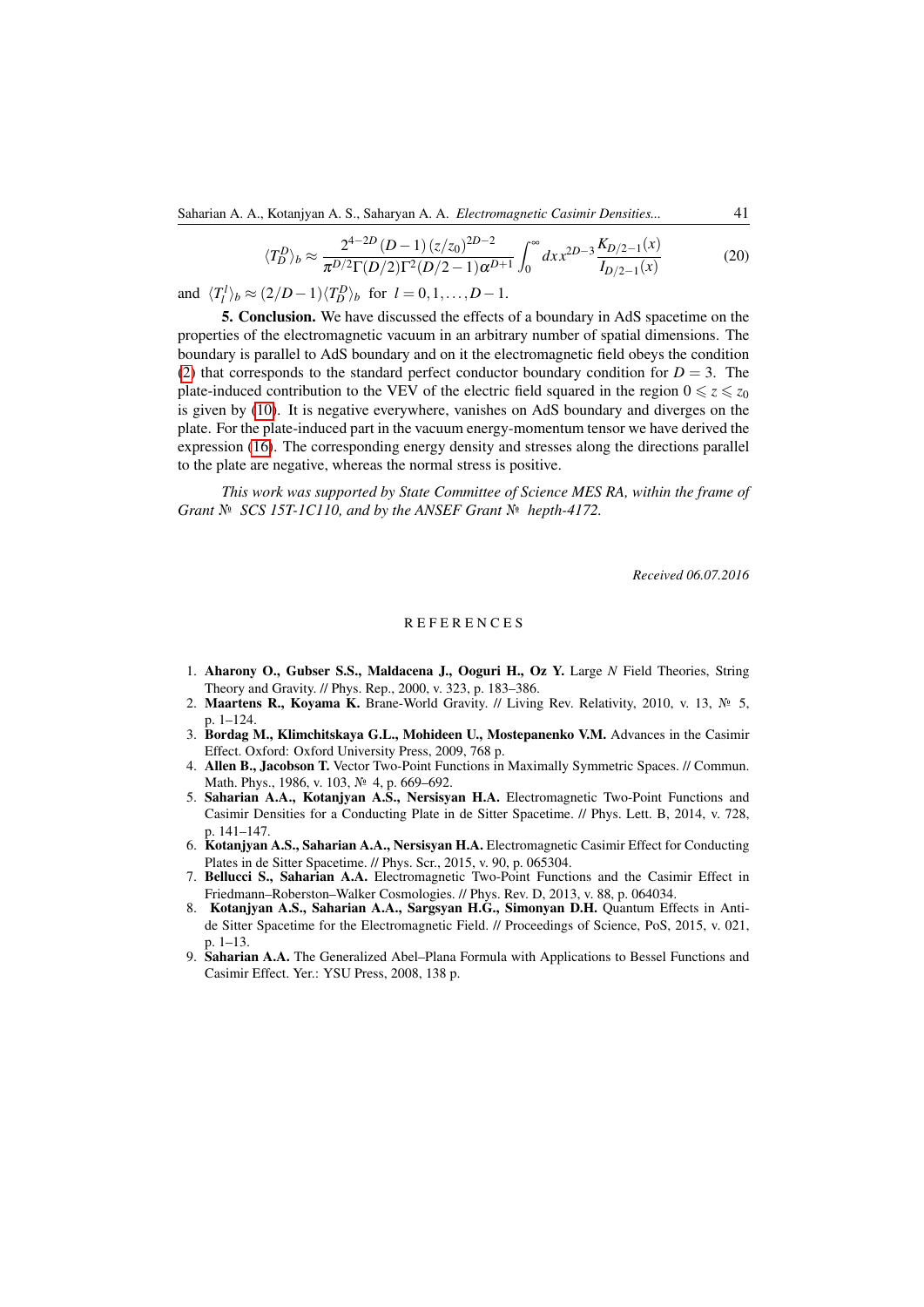$$
\langle T_D^D \rangle_b \approx \frac{2^{4-2D}(D-1)(z/z_0)^{2D-2}}{\pi^{D/2}\Gamma(D/2)\Gamma^2(D/2-1)\alpha^{D+1}} \int_0^\infty dx x^{2D-3} \frac{K_{D/2-1}(x)}{I_{D/2-1}(x)} \tag{20}
$$

and $\langle T_l^l \rangle_b \approx (2/D-1)\langle T_D^D \rangle_b$ for $l = 0, 1, \ldots, D-1$.

**5. Conclusion.** We have discussed the effects of a boundary in AdS spacetime on the properties of the electromagnetic vacuum in an arbitrary number of spatial dimensions. The boundary is parallel to AdS boundary and on it the electromagnetic field obeys the condition (2) that corresponds to the standard perfect conductor boundary condition for $D = 3$. The plate-induced contribution to the VEV of the electric field squared in the region $0 \leqslant z \leqslant z_0$ is given by (10). It is negative everywhere, vanishes on AdS boundary and diverges on the plate. For the plate-induced part in the vacuum energy-momentum tensor we have derived the expression (16). The corresponding energy density and stresses along the directions parallel to the plate are negative, whereas the normal stress is positive.

*This work was supported by State Committee of Science MES RA, within the frame of Grant № SCS 15T-1C110, and by the ANSEF Grant № hepth-4172.*

*Received 06.07.2016*

## REFERENCES

1. **Aharony O., Gubser S.S., Maldacena J., Ooguri H., Oz Y.** Large *N* Field Theories, String Theory and Gravity. // Phys. Rep., 2000, v. 323, p. 183–386.
2. **Maartens R., Koyama K.** Brane-World Gravity. // Living Rev. Relativity, 2010, v. 13, № 5, p. 1–124.
3. **Bordag M., Klimchitskaya G.L., Mohideen U., Mostepanenko V.M.** Advances in the Casimir Effect. Oxford: Oxford University Press, 2009, 768 p.
4. **Allen B., Jacobson T.** Vector Two-Point Functions in Maximally Symmetric Spaces. // Commun. Math. Phys., 1986, v. 103, № 4, p. 669–692.
5. **Saharian A.A., Kotanjyan A.S., Nersisyan H.A.** Electromagnetic Two-Point Functions and Casimir Densities for a Conducting Plate in de Sitter Spacetime. // Phys. Lett. B, 2014, v. 728, p. 141–147.
6. **Kotanjyan A.S., Saharian A.A., Nersisyan H.A.** Electromagnetic Casimir Effect for Conducting Plates in de Sitter Spacetime. // Phys. Scr., 2015, v. 90, p. 065304.
7. **Bellucci S., Saharian A.A.** Electromagnetic Two-Point Functions and the Casimir Effect in Friedmann–Roberston–Walker Cosmologies. // Phys. Rev. D, 2013, v. 88, p. 064034.
8. **Kotanjyan A.S., Saharian A.A., Sargsyan H.G., Simonyan D.H.** Quantum Effects in Anti-de Sitter Spacetime for the Electromagnetic Field. // Proceedings of Science, PoS, 2015, v. 021, p. 1–13.
9. **Saharian A.A.** The Generalized Abel–Plana Formula with Applications to Bessel Functions and Casimir Effect. Yer.: YSU Press, 2008, 138 p.